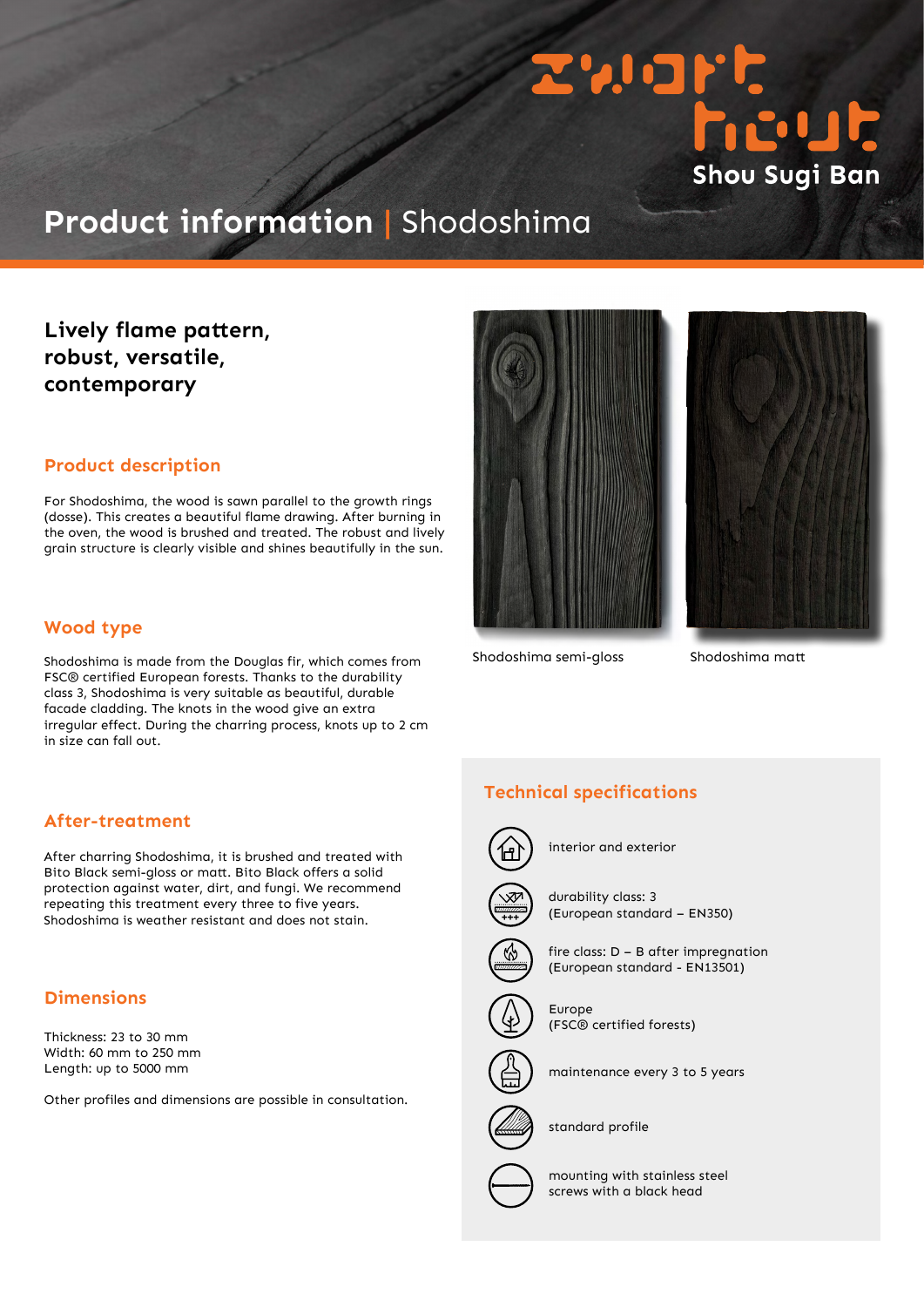zwart hout

Shou Sugi Ban

# Product information | Shodoshima

## Lively flame pattern, robust, versatile, contemporary

### Product description

For Shodoshima, the wood is sawn parallel to the growth rings (dosse). This creates a beautiful flame drawing. After burning in the oven, the wood is brushed and treated. The robust and lively grain structure is clearly visible and shines beautifully in the sun.

### Wood type

Shodoshima is made from the Douglas fir, which comes from FSC® certified European forests. Thanks to the durability class 3, Shodoshima is very suitable as beautiful, durable facade cladding. The knots in the wood give an extra irregular effect. During the charring process, knots up to 2 cm in size can fall out.

### After-treatment

After charring Shodoshima, it is brushed and treated with Bito Black semi-gloss or matt. Bito Black offers a solid protection against water, dirt, and fungi. We recommend repeating this treatment every three to five years. Shodoshima is weather resistant and does not stain.

### Dimensions

Thickness: 23 to 30 mm
Width: 60 mm to 250 mm
Length: up to 5000 mm

Other profiles and dimensions are possible in consultation.

Shodoshima semi-gloss

Shodoshima matt

### Technical specifications

- interior and exterior
- durability class: 3 (European standard – EN350)
- fire class: D – B after impregnation (European standard - EN13501)
- Europe (FSC® certified forests)
- maintenance every 3 to 5 years
- standard profile
- mounting with stainless steel screws with a black head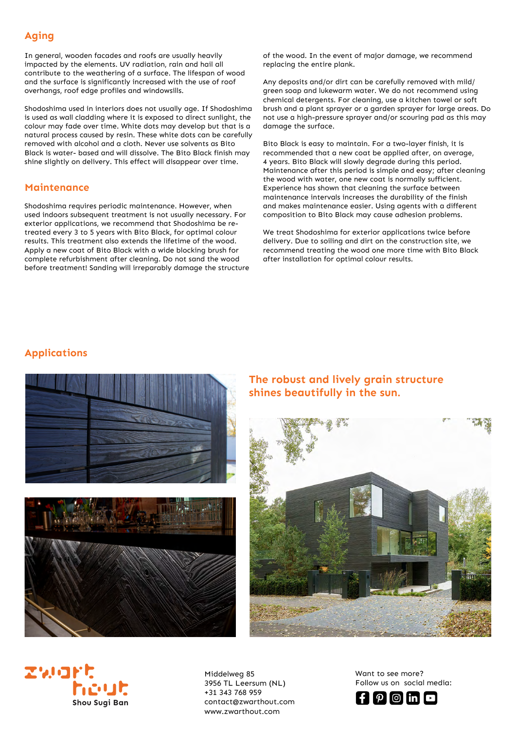## Aging

In general, wooden facades and roofs are usually heavily impacted by the elements. UV radiation, rain and hail all contribute to the weathering of a surface. The lifespan of wood and the surface is significantly increased with the use of roof overhangs, roof edge profiles and windowsills.

Shodoshima used in interiors does not usually age. If Shodoshima is used as wall cladding where it is exposed to direct sunlight, the colour may fade over time. White dots may develop but that is a natural process caused by resin. These white dots can be carefully removed with alcohol and a cloth. Never use solvents as Bito Black is water- based and will dissolve. The Bito Black finish may shine slightly on delivery. This effect will disappear over time.

## Maintenance

Shodoshima requires periodic maintenance. However, when used indoors subsequent treatment is not usually necessary. For exterior applications, we recommend that Shodoshima be re-treated every 3 to 5 years with Bito Black, for optimal colour results. This treatment also extends the lifetime of the wood. Apply a new coat of Bito Black with a wide blocking brush for complete refurbishment after cleaning. Do not sand the wood before treatment! Sanding will irreparably damage the structure of the wood. In the event of major damage, we recommend replacing the entire plank.

Any deposits and/or dirt can be carefully removed with mild/ green soap and lukewarm water. We do not recommend using chemical detergents. For cleaning, use a kitchen towel or soft brush and a plant sprayer or a garden sprayer for large areas. Do not use a high-pressure sprayer and/or scouring pad as this may damage the surface.

Bito Black is easy to maintain. For a two-layer finish, it is recommended that a new coat be applied after, on average, 4 years. Bito Black will slowly degrade during this period. Maintenance after this period is simple and easy; after cleaning the wood with water, one new coat is normally sufficient. Experience has shown that cleaning the surface between maintenance intervals increases the durability of the finish and makes maintenance easier. Using agents with a different composition to Bito Black may cause adhesion problems.

We treat Shodoshima for exterior applications twice before delivery. Due to soiling and dirt on the construction site, we recommend treating the wood one more time with Bito Black after installation for optimal colour results.

## Applications

### The robust and lively grain structure shines beautifully in the sun.

Shou Sugi Ban

Middelweg 85
3956 TL Leersum (NL)
+31 343 768 959
contact@zwarthout.com
www.zwarthout.com

Want to see more?
Follow us on social media: